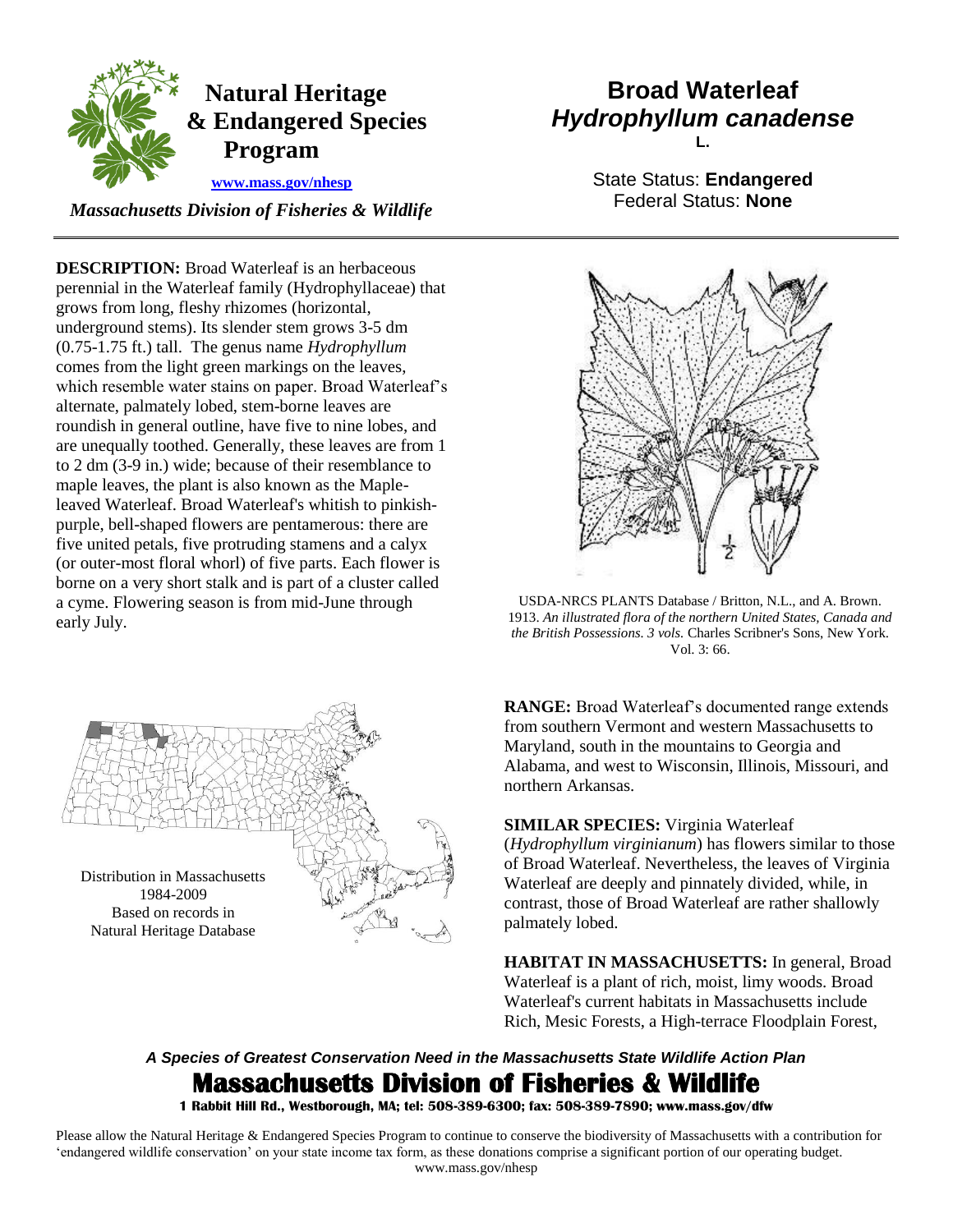# Natural Heritage & Endangered Species Program

www.mass.gov/nhesp

*Massachusetts Division of Fisheries & Wildlife*

# Broad Waterleaf
## *Hydrophyllum canadense* L.

State Status: **Endangered**
Federal Status: **None**

---

**DESCRIPTION:** Broad Waterleaf is an herbaceous perennial in the Waterleaf family (Hydrophyllaceae) that grows from long, fleshy rhizomes (horizontal, underground stems). Its slender stem grows 3-5 dm (0.75-1.75 ft.) tall. The genus name *Hydrophyllum* comes from the light green markings on the leaves, which resemble water stains on paper. Broad Waterleaf's alternate, palmately lobed, stem-borne leaves are roundish in general outline, have five to nine lobes, and are unequally toothed. Generally, these leaves are from 1 to 2 dm (3-9 in.) wide; because of their resemblance to maple leaves, the plant is also known as the Maple-leaved Waterleaf. Broad Waterleaf's whitish to pinkish-purple, bell-shaped flowers are pentamerous: there are five united petals, five protruding stamens and a calyx (or outer-most floral whorl) of five parts. Each flower is borne on a very short stalk and is part of a cluster called a cyme. Flowering season is from mid-June through early July.

USDA-NRCS PLANTS Database / Britton, N.L., and A. Brown. 1913. *An illustrated flora of the northern United States, Canada and the British Possessions. 3 vols.* Charles Scribner's Sons, New York. Vol. 3: 66.

Distribution in Massachusetts
1984-2009
Based on records in
Natural Heritage Database

**RANGE:** Broad Waterleaf's documented range extends from southern Vermont and western Massachusetts to Maryland, south in the mountains to Georgia and Alabama, and west to Wisconsin, Illinois, Missouri, and northern Arkansas.

**SIMILAR SPECIES:** Virginia Waterleaf (*Hydrophyllum virginianum*) has flowers similar to those of Broad Waterleaf. Nevertheless, the leaves of Virginia Waterleaf are deeply and pinnately divided, while, in contrast, those of Broad Waterleaf are rather shallowly palmately lobed.

**HABITAT IN MASSACHUSETTS:** In general, Broad Waterleaf is a plant of rich, moist, limy woods. Broad Waterleaf's current habitats in Massachusetts include Rich, Mesic Forests, a High-terrace Floodplain Forest,

*A Species of Greatest Conservation Need in the Massachusetts State Wildlife Action Plan*

**Massachusetts Division of Fisheries & Wildlife**

**1 Rabbit Hill Rd., Westborough, MA; tel: 508-389-6300; fax: 508-389-7890; www.mass.gov/dfw**

Please allow the Natural Heritage & Endangered Species Program to continue to conserve the biodiversity of Massachusetts with a contribution for 'endangered wildlife conservation' on your state income tax form, as these donations comprise a significant portion of our operating budget. www.mass.gov/nhesp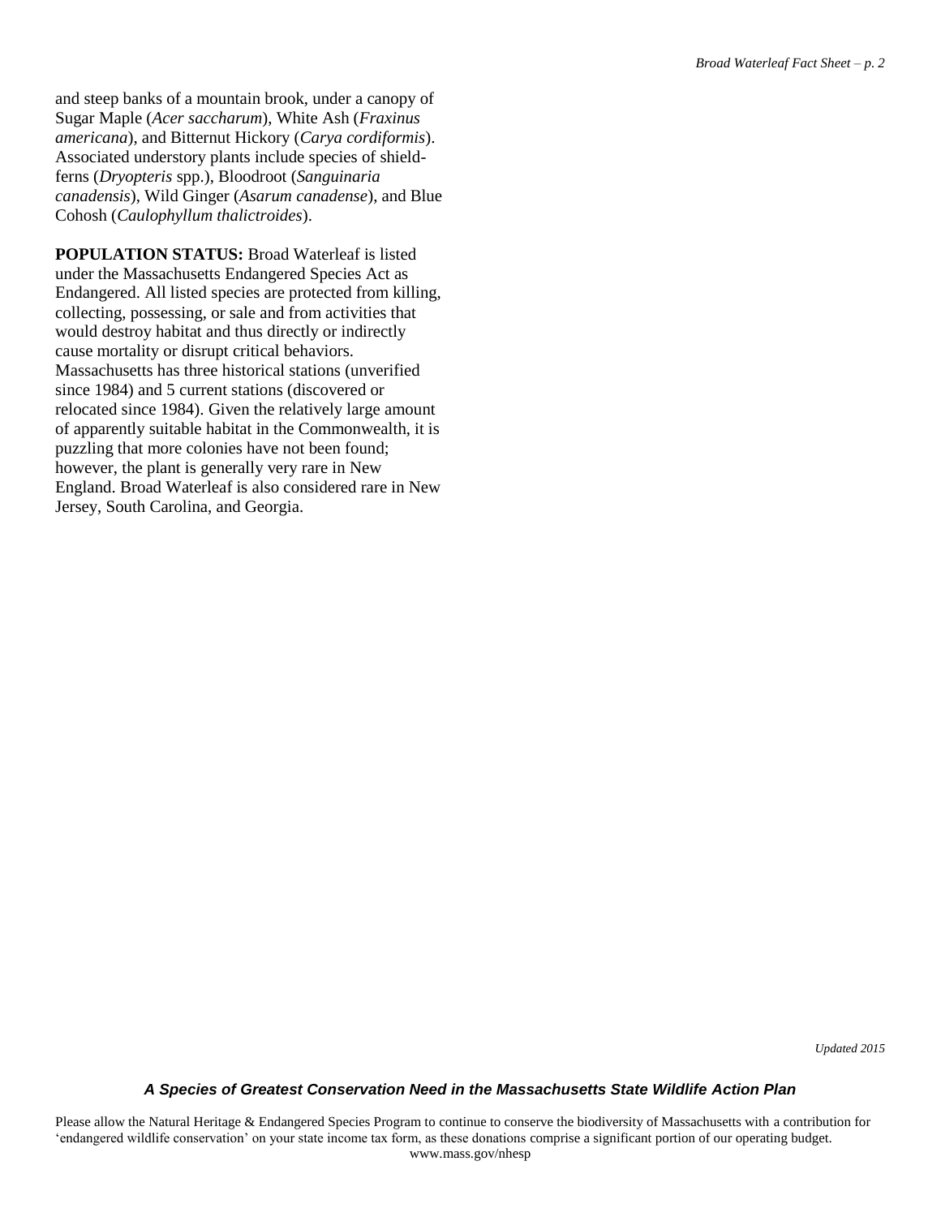and steep banks of a mountain brook, under a canopy of Sugar Maple (*Acer saccharum*), White Ash (*Fraxinus americana*), and Bitternut Hickory (*Carya cordiformis*). Associated understory plants include species of shield-ferns (*Dryopteris* spp.), Bloodroot (*Sanguinaria canadensis*), Wild Ginger (*Asarum canadense*), and Blue Cohosh (*Caulophyllum thalictroides*).

**POPULATION STATUS:** Broad Waterleaf is listed under the Massachusetts Endangered Species Act as Endangered. All listed species are protected from killing, collecting, possessing, or sale and from activities that would destroy habitat and thus directly or indirectly cause mortality or disrupt critical behaviors. Massachusetts has three historical stations (unverified since 1984) and 5 current stations (discovered or relocated since 1984). Given the relatively large amount of apparently suitable habitat in the Commonwealth, it is puzzling that more colonies have not been found; however, the plant is generally very rare in New England. Broad Waterleaf is also considered rare in New Jersey, South Carolina, and Georgia.

*Updated 2015*

***A Species of Greatest Conservation Need in the Massachusetts State Wildlife Action Plan***

Please allow the Natural Heritage & Endangered Species Program to continue to conserve the biodiversity of Massachusetts with a contribution for 'endangered wildlife conservation' on your state income tax form, as these donations comprise a significant portion of our operating budget.
www.mass.gov/nhesp